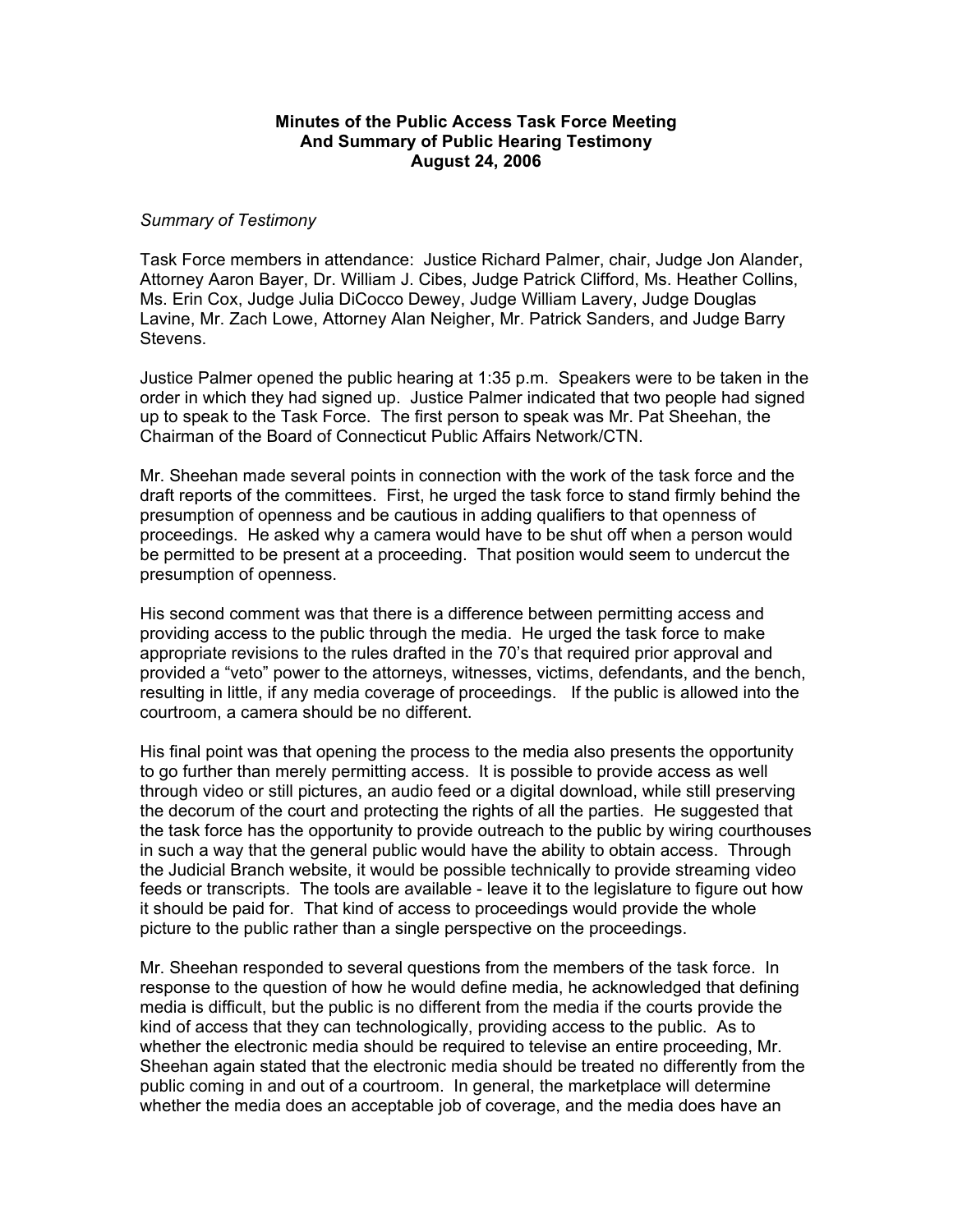**Minutes of the Public Access Task Force Meeting**
**And Summary of Public Hearing Testimony**
**August 24, 2006**

*Summary of Testimony*

Task Force members in attendance: Justice Richard Palmer, chair, Judge Jon Alander, Attorney Aaron Bayer, Dr. William J. Cibes, Judge Patrick Clifford, Ms. Heather Collins, Ms. Erin Cox, Judge Julia DiCocco Dewey, Judge William Lavery, Judge Douglas Lavine, Mr. Zach Lowe, Attorney Alan Neigher, Mr. Patrick Sanders, and Judge Barry Stevens.

Justice Palmer opened the public hearing at 1:35 p.m. Speakers were to be taken in the order in which they had signed up. Justice Palmer indicated that two people had signed up to speak to the Task Force. The first person to speak was Mr. Pat Sheehan, the Chairman of the Board of Connecticut Public Affairs Network/CTN.

Mr. Sheehan made several points in connection with the work of the task force and the draft reports of the committees. First, he urged the task force to stand firmly behind the presumption of openness and be cautious in adding qualifiers to that openness of proceedings. He asked why a camera would have to be shut off when a person would be permitted to be present at a proceeding. That position would seem to undercut the presumption of openness.

His second comment was that there is a difference between permitting access and providing access to the public through the media. He urged the task force to make appropriate revisions to the rules drafted in the 70's that required prior approval and provided a "veto" power to the attorneys, witnesses, victims, defendants, and the bench, resulting in little, if any media coverage of proceedings. If the public is allowed into the courtroom, a camera should be no different.

His final point was that opening the process to the media also presents the opportunity to go further than merely permitting access. It is possible to provide access as well through video or still pictures, an audio feed or a digital download, while still preserving the decorum of the court and protecting the rights of all the parties. He suggested that the task force has the opportunity to provide outreach to the public by wiring courthouses in such a way that the general public would have the ability to obtain access. Through the Judicial Branch website, it would be possible technically to provide streaming video feeds or transcripts. The tools are available - leave it to the legislature to figure out how it should be paid for. That kind of access to proceedings would provide the whole picture to the public rather than a single perspective on the proceedings.

Mr. Sheehan responded to several questions from the members of the task force. In response to the question of how he would define media, he acknowledged that defining media is difficult, but the public is no different from the media if the courts provide the kind of access that they can technologically, providing access to the public. As to whether the electronic media should be required to televise an entire proceeding, Mr. Sheehan again stated that the electronic media should be treated no differently from the public coming in and out of a courtroom. In general, the marketplace will determine whether the media does an acceptable job of coverage, and the media does have an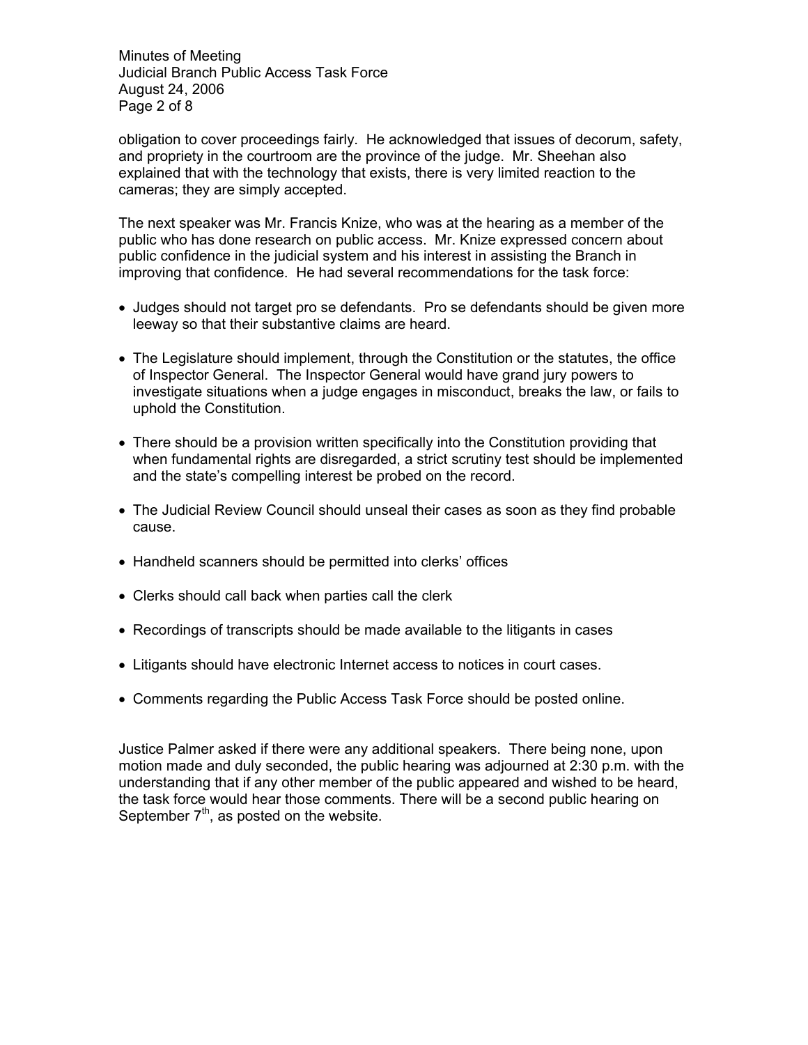obligation to cover proceedings fairly. He acknowledged that issues of decorum, safety, and propriety in the courtroom are the province of the judge. Mr. Sheehan also explained that with the technology that exists, there is very limited reaction to the cameras; they are simply accepted.

The next speaker was Mr. Francis Knize, who was at the hearing as a member of the public who has done research on public access. Mr. Knize expressed concern about public confidence in the judicial system and his interest in assisting the Branch in improving that confidence. He had several recommendations for the task force:

- Judges should not target pro se defendants. Pro se defendants should be given more leeway so that their substantive claims are heard.

- The Legislature should implement, through the Constitution or the statutes, the office of Inspector General. The Inspector General would have grand jury powers to investigate situations when a judge engages in misconduct, breaks the law, or fails to uphold the Constitution.

- There should be a provision written specifically into the Constitution providing that when fundamental rights are disregarded, a strict scrutiny test should be implemented and the state's compelling interest be probed on the record.

- The Judicial Review Council should unseal their cases as soon as they find probable cause.

- Handheld scanners should be permitted into clerks' offices

- Clerks should call back when parties call the clerk

- Recordings of transcripts should be made available to the litigants in cases

- Litigants should have electronic Internet access to notices in court cases.

- Comments regarding the Public Access Task Force should be posted online.

Justice Palmer asked if there were any additional speakers. There being none, upon motion made and duly seconded, the public hearing was adjourned at 2:30 p.m. with the understanding that if any other member of the public appeared and wished to be heard, the task force would hear those comments. There will be a second public hearing on September 7th, as posted on the website.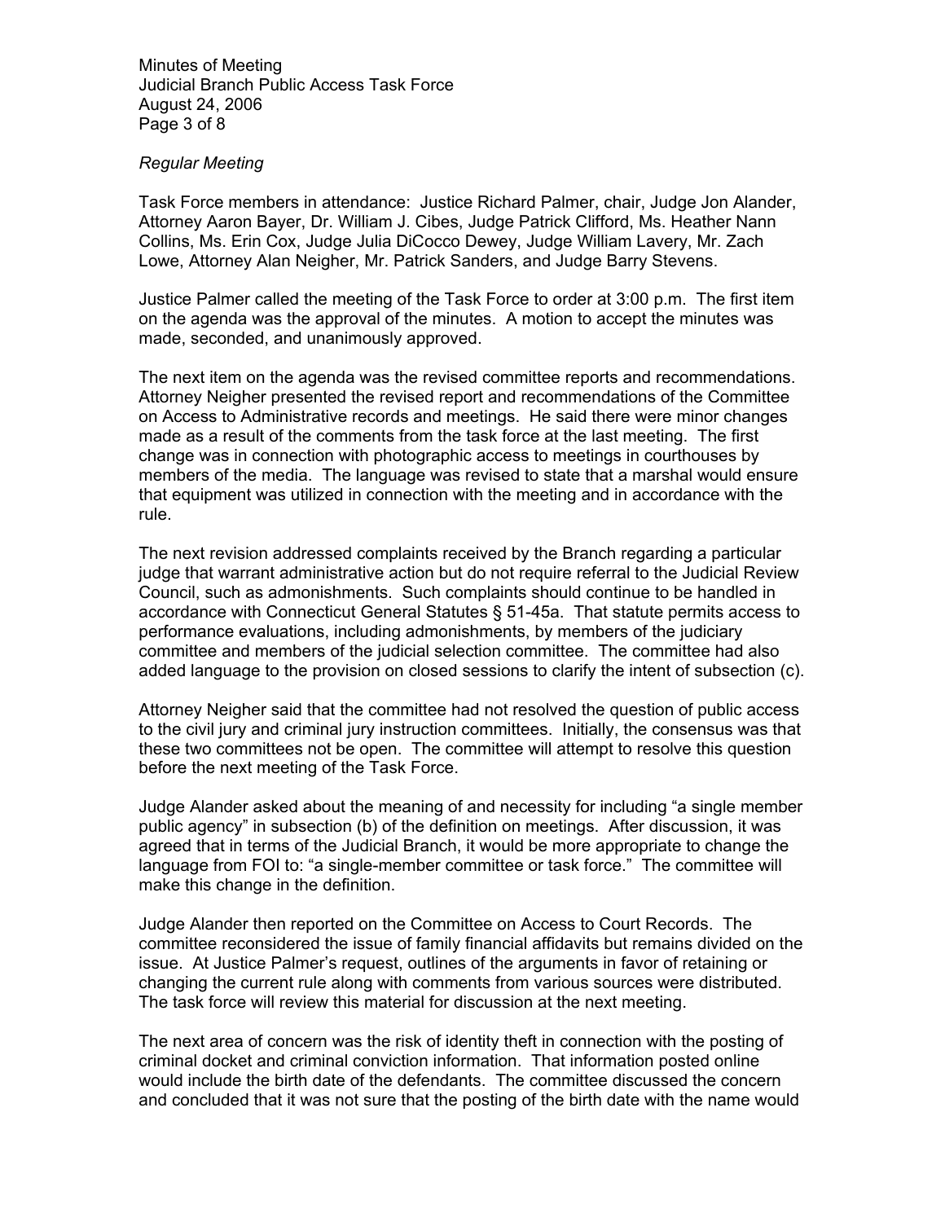*Regular Meeting*

Task Force members in attendance: Justice Richard Palmer, chair, Judge Jon Alander, Attorney Aaron Bayer, Dr. William J. Cibes, Judge Patrick Clifford, Ms. Heather Nann Collins, Ms. Erin Cox, Judge Julia DiCocco Dewey, Judge William Lavery, Mr. Zach Lowe, Attorney Alan Neigher, Mr. Patrick Sanders, and Judge Barry Stevens.

Justice Palmer called the meeting of the Task Force to order at 3:00 p.m. The first item on the agenda was the approval of the minutes. A motion to accept the minutes was made, seconded, and unanimously approved.

The next item on the agenda was the revised committee reports and recommendations. Attorney Neigher presented the revised report and recommendations of the Committee on Access to Administrative records and meetings. He said there were minor changes made as a result of the comments from the task force at the last meeting. The first change was in connection with photographic access to meetings in courthouses by members of the media. The language was revised to state that a marshal would ensure that equipment was utilized in connection with the meeting and in accordance with the rule.

The next revision addressed complaints received by the Branch regarding a particular judge that warrant administrative action but do not require referral to the Judicial Review Council, such as admonishments. Such complaints should continue to be handled in accordance with Connecticut General Statutes § 51-45a. That statute permits access to performance evaluations, including admonishments, by members of the judiciary committee and members of the judicial selection committee. The committee had also added language to the provision on closed sessions to clarify the intent of subsection (c).

Attorney Neigher said that the committee had not resolved the question of public access to the civil jury and criminal jury instruction committees. Initially, the consensus was that these two committees not be open. The committee will attempt to resolve this question before the next meeting of the Task Force.

Judge Alander asked about the meaning of and necessity for including "a single member public agency" in subsection (b) of the definition on meetings. After discussion, it was agreed that in terms of the Judicial Branch, it would be more appropriate to change the language from FOI to: "a single-member committee or task force." The committee will make this change in the definition.

Judge Alander then reported on the Committee on Access to Court Records. The committee reconsidered the issue of family financial affidavits but remains divided on the issue. At Justice Palmer's request, outlines of the arguments in favor of retaining or changing the current rule along with comments from various sources were distributed. The task force will review this material for discussion at the next meeting.

The next area of concern was the risk of identity theft in connection with the posting of criminal docket and criminal conviction information. That information posted online would include the birth date of the defendants. The committee discussed the concern and concluded that it was not sure that the posting of the birth date with the name would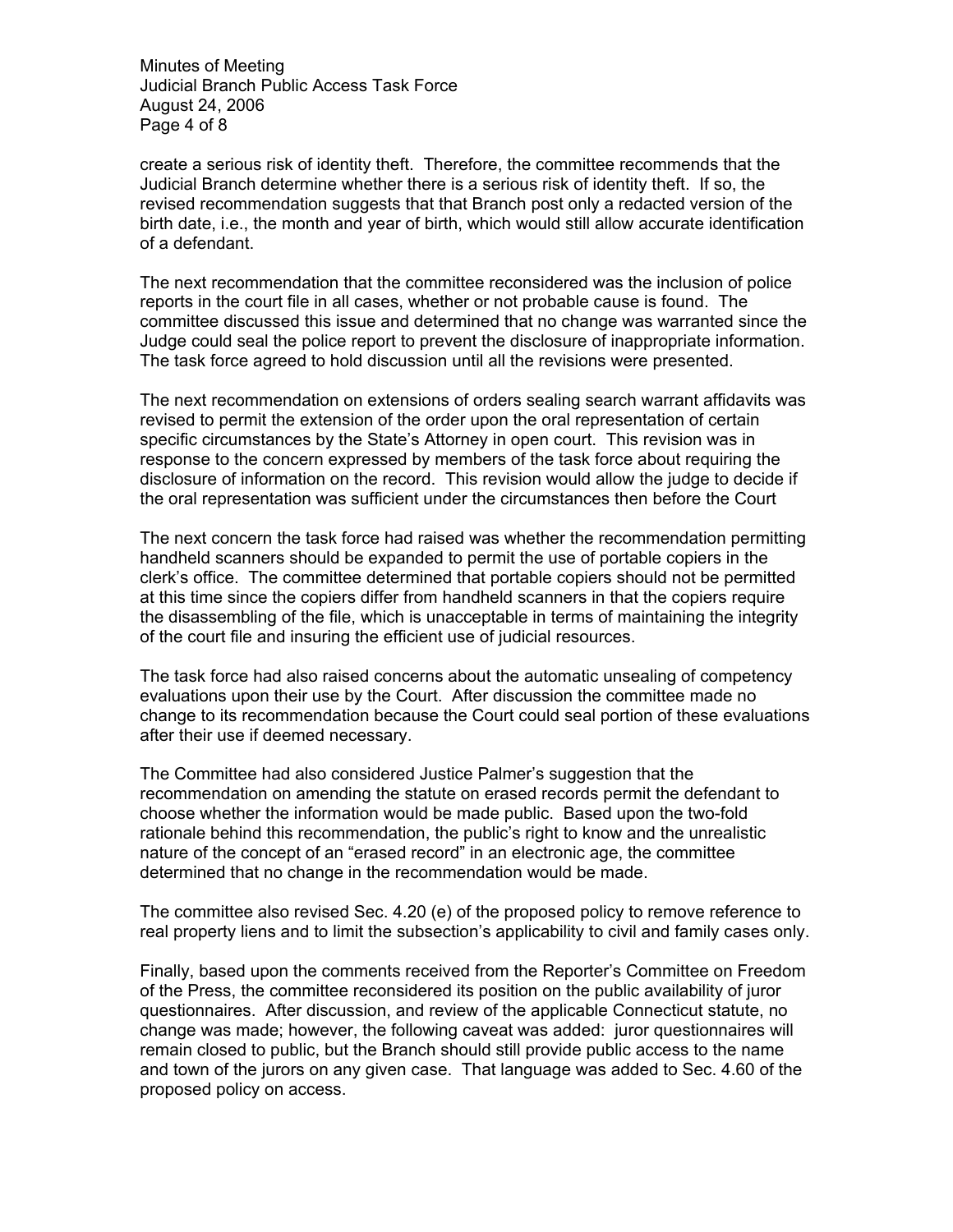create a serious risk of identity theft. Therefore, the committee recommends that the Judicial Branch determine whether there is a serious risk of identity theft. If so, the revised recommendation suggests that that Branch post only a redacted version of the birth date, i.e., the month and year of birth, which would still allow accurate identification of a defendant.

The next recommendation that the committee reconsidered was the inclusion of police reports in the court file in all cases, whether or not probable cause is found. The committee discussed this issue and determined that no change was warranted since the Judge could seal the police report to prevent the disclosure of inappropriate information. The task force agreed to hold discussion until all the revisions were presented.

The next recommendation on extensions of orders sealing search warrant affidavits was revised to permit the extension of the order upon the oral representation of certain specific circumstances by the State's Attorney in open court. This revision was in response to the concern expressed by members of the task force about requiring the disclosure of information on the record. This revision would allow the judge to decide if the oral representation was sufficient under the circumstances then before the Court

The next concern the task force had raised was whether the recommendation permitting handheld scanners should be expanded to permit the use of portable copiers in the clerk's office. The committee determined that portable copiers should not be permitted at this time since the copiers differ from handheld scanners in that the copiers require the disassembling of the file, which is unacceptable in terms of maintaining the integrity of the court file and insuring the efficient use of judicial resources.

The task force had also raised concerns about the automatic unsealing of competency evaluations upon their use by the Court. After discussion the committee made no change to its recommendation because the Court could seal portion of these evaluations after their use if deemed necessary.

The Committee had also considered Justice Palmer's suggestion that the recommendation on amending the statute on erased records permit the defendant to choose whether the information would be made public. Based upon the two-fold rationale behind this recommendation, the public's right to know and the unrealistic nature of the concept of an "erased record" in an electronic age, the committee determined that no change in the recommendation would be made.

The committee also revised Sec. 4.20 (e) of the proposed policy to remove reference to real property liens and to limit the subsection's applicability to civil and family cases only.

Finally, based upon the comments received from the Reporter's Committee on Freedom of the Press, the committee reconsidered its position on the public availability of juror questionnaires. After discussion, and review of the applicable Connecticut statute, no change was made; however, the following caveat was added: juror questionnaires will remain closed to public, but the Branch should still provide public access to the name and town of the jurors on any given case. That language was added to Sec. 4.60 of the proposed policy on access.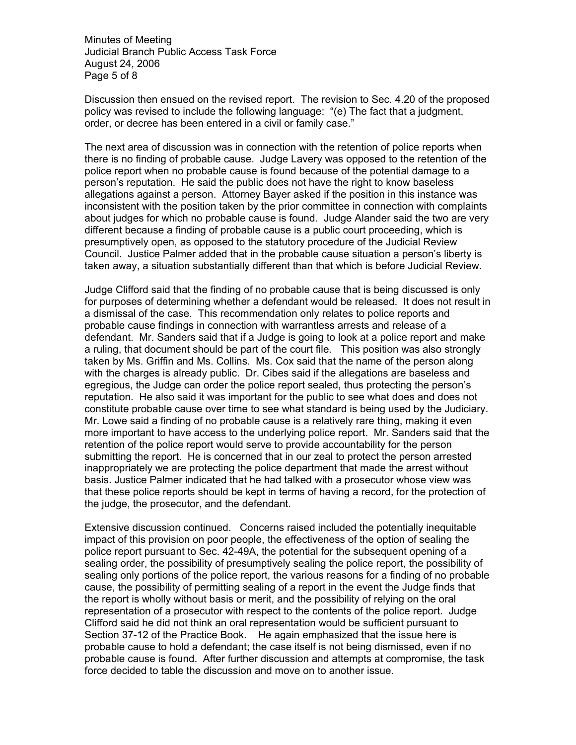Discussion then ensued on the revised report. The revision to Sec. 4.20 of the proposed policy was revised to include the following language: "(e) The fact that a judgment, order, or decree has been entered in a civil or family case."

The next area of discussion was in connection with the retention of police reports when there is no finding of probable cause. Judge Lavery was opposed to the retention of the police report when no probable cause is found because of the potential damage to a person's reputation. He said the public does not have the right to know baseless allegations against a person. Attorney Bayer asked if the position in this instance was inconsistent with the position taken by the prior committee in connection with complaints about judges for which no probable cause is found. Judge Alander said the two are very different because a finding of probable cause is a public court proceeding, which is presumptively open, as opposed to the statutory procedure of the Judicial Review Council. Justice Palmer added that in the probable cause situation a person's liberty is taken away, a situation substantially different than that which is before Judicial Review.

Judge Clifford said that the finding of no probable cause that is being discussed is only for purposes of determining whether a defendant would be released. It does not result in a dismissal of the case. This recommendation only relates to police reports and probable cause findings in connection with warrantless arrests and release of a defendant. Mr. Sanders said that if a Judge is going to look at a police report and make a ruling, that document should be part of the court file. This position was also strongly taken by Ms. Griffin and Ms. Collins. Ms. Cox said that the name of the person along with the charges is already public. Dr. Cibes said if the allegations are baseless and egregious, the Judge can order the police report sealed, thus protecting the person's reputation. He also said it was important for the public to see what does and does not constitute probable cause over time to see what standard is being used by the Judiciary. Mr. Lowe said a finding of no probable cause is a relatively rare thing, making it even more important to have access to the underlying police report. Mr. Sanders said that the retention of the police report would serve to provide accountability for the person submitting the report. He is concerned that in our zeal to protect the person arrested inappropriately we are protecting the police department that made the arrest without basis. Justice Palmer indicated that he had talked with a prosecutor whose view was that these police reports should be kept in terms of having a record, for the protection of the judge, the prosecutor, and the defendant.

Extensive discussion continued. Concerns raised included the potentially inequitable impact of this provision on poor people, the effectiveness of the option of sealing the police report pursuant to Sec. 42-49A, the potential for the subsequent opening of a sealing order, the possibility of presumptively sealing the police report, the possibility of sealing only portions of the police report, the various reasons for a finding of no probable cause, the possibility of permitting sealing of a report in the event the Judge finds that the report is wholly without basis or merit, and the possibility of relying on the oral representation of a prosecutor with respect to the contents of the police report. Judge Clifford said he did not think an oral representation would be sufficient pursuant to Section 37-12 of the Practice Book. He again emphasized that the issue here is probable cause to hold a defendant; the case itself is not being dismissed, even if no probable cause is found. After further discussion and attempts at compromise, the task force decided to table the discussion and move on to another issue.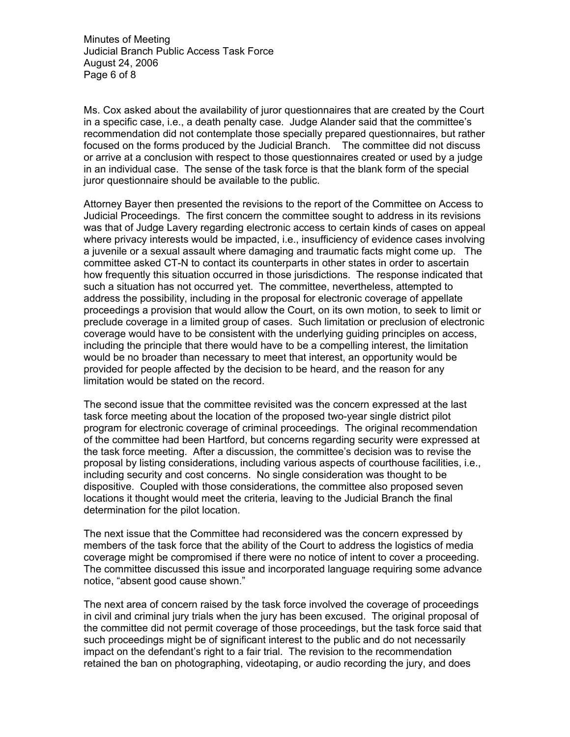Ms. Cox asked about the availability of juror questionnaires that are created by the Court in a specific case, i.e., a death penalty case. Judge Alander said that the committee's recommendation did not contemplate those specially prepared questionnaires, but rather focused on the forms produced by the Judicial Branch. The committee did not discuss or arrive at a conclusion with respect to those questionnaires created or used by a judge in an individual case. The sense of the task force is that the blank form of the special juror questionnaire should be available to the public.

Attorney Bayer then presented the revisions to the report of the Committee on Access to Judicial Proceedings. The first concern the committee sought to address in its revisions was that of Judge Lavery regarding electronic access to certain kinds of cases on appeal where privacy interests would be impacted, i.e., insufficiency of evidence cases involving a juvenile or a sexual assault where damaging and traumatic facts might come up. The committee asked CT-N to contact its counterparts in other states in order to ascertain how frequently this situation occurred in those jurisdictions. The response indicated that such a situation has not occurred yet. The committee, nevertheless, attempted to address the possibility, including in the proposal for electronic coverage of appellate proceedings a provision that would allow the Court, on its own motion, to seek to limit or preclude coverage in a limited group of cases. Such limitation or preclusion of electronic coverage would have to be consistent with the underlying guiding principles on access, including the principle that there would have to be a compelling interest, the limitation would be no broader than necessary to meet that interest, an opportunity would be provided for people affected by the decision to be heard, and the reason for any limitation would be stated on the record.

The second issue that the committee revisited was the concern expressed at the last task force meeting about the location of the proposed two-year single district pilot program for electronic coverage of criminal proceedings. The original recommendation of the committee had been Hartford, but concerns regarding security were expressed at the task force meeting. After a discussion, the committee's decision was to revise the proposal by listing considerations, including various aspects of courthouse facilities, i.e., including security and cost concerns. No single consideration was thought to be dispositive. Coupled with those considerations, the committee also proposed seven locations it thought would meet the criteria, leaving to the Judicial Branch the final determination for the pilot location.

The next issue that the Committee had reconsidered was the concern expressed by members of the task force that the ability of the Court to address the logistics of media coverage might be compromised if there were no notice of intent to cover a proceeding. The committee discussed this issue and incorporated language requiring some advance notice, "absent good cause shown."

The next area of concern raised by the task force involved the coverage of proceedings in civil and criminal jury trials when the jury has been excused. The original proposal of the committee did not permit coverage of those proceedings, but the task force said that such proceedings might be of significant interest to the public and do not necessarily impact on the defendant's right to a fair trial. The revision to the recommendation retained the ban on photographing, videotaping, or audio recording the jury, and does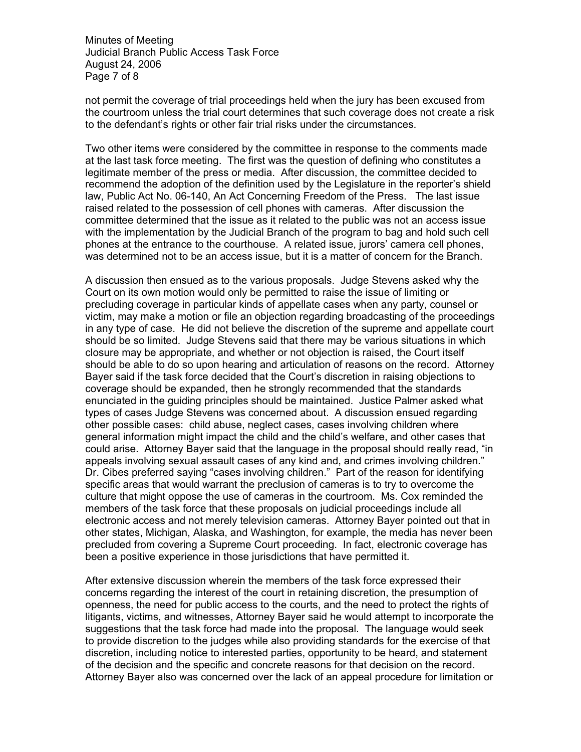not permit the coverage of trial proceedings held when the jury has been excused from the courtroom unless the trial court determines that such coverage does not create a risk to the defendant's rights or other fair trial risks under the circumstances.

Two other items were considered by the committee in response to the comments made at the last task force meeting. The first was the question of defining who constitutes a legitimate member of the press or media. After discussion, the committee decided to recommend the adoption of the definition used by the Legislature in the reporter's shield law, Public Act No. 06-140, An Act Concerning Freedom of the Press. The last issue raised related to the possession of cell phones with cameras. After discussion the committee determined that the issue as it related to the public was not an access issue with the implementation by the Judicial Branch of the program to bag and hold such cell phones at the entrance to the courthouse. A related issue, jurors' camera cell phones, was determined not to be an access issue, but it is a matter of concern for the Branch.

A discussion then ensued as to the various proposals. Judge Stevens asked why the Court on its own motion would only be permitted to raise the issue of limiting or precluding coverage in particular kinds of appellate cases when any party, counsel or victim, may make a motion or file an objection regarding broadcasting of the proceedings in any type of case. He did not believe the discretion of the supreme and appellate court should be so limited. Judge Stevens said that there may be various situations in which closure may be appropriate, and whether or not objection is raised, the Court itself should be able to do so upon hearing and articulation of reasons on the record. Attorney Bayer said if the task force decided that the Court's discretion in raising objections to coverage should be expanded, then he strongly recommended that the standards enunciated in the guiding principles should be maintained. Justice Palmer asked what types of cases Judge Stevens was concerned about. A discussion ensued regarding other possible cases: child abuse, neglect cases, cases involving children where general information might impact the child and the child's welfare, and other cases that could arise. Attorney Bayer said that the language in the proposal should really read, "in appeals involving sexual assault cases of any kind and, and crimes involving children." Dr. Cibes preferred saying "cases involving children." Part of the reason for identifying specific areas that would warrant the preclusion of cameras is to try to overcome the culture that might oppose the use of cameras in the courtroom. Ms. Cox reminded the members of the task force that these proposals on judicial proceedings include all electronic access and not merely television cameras. Attorney Bayer pointed out that in other states, Michigan, Alaska, and Washington, for example, the media has never been precluded from covering a Supreme Court proceeding. In fact, electronic coverage has been a positive experience in those jurisdictions that have permitted it.

After extensive discussion wherein the members of the task force expressed their concerns regarding the interest of the court in retaining discretion, the presumption of openness, the need for public access to the courts, and the need to protect the rights of litigants, victims, and witnesses, Attorney Bayer said he would attempt to incorporate the suggestions that the task force had made into the proposal. The language would seek to provide discretion to the judges while also providing standards for the exercise of that discretion, including notice to interested parties, opportunity to be heard, and statement of the decision and the specific and concrete reasons for that decision on the record. Attorney Bayer also was concerned over the lack of an appeal procedure for limitation or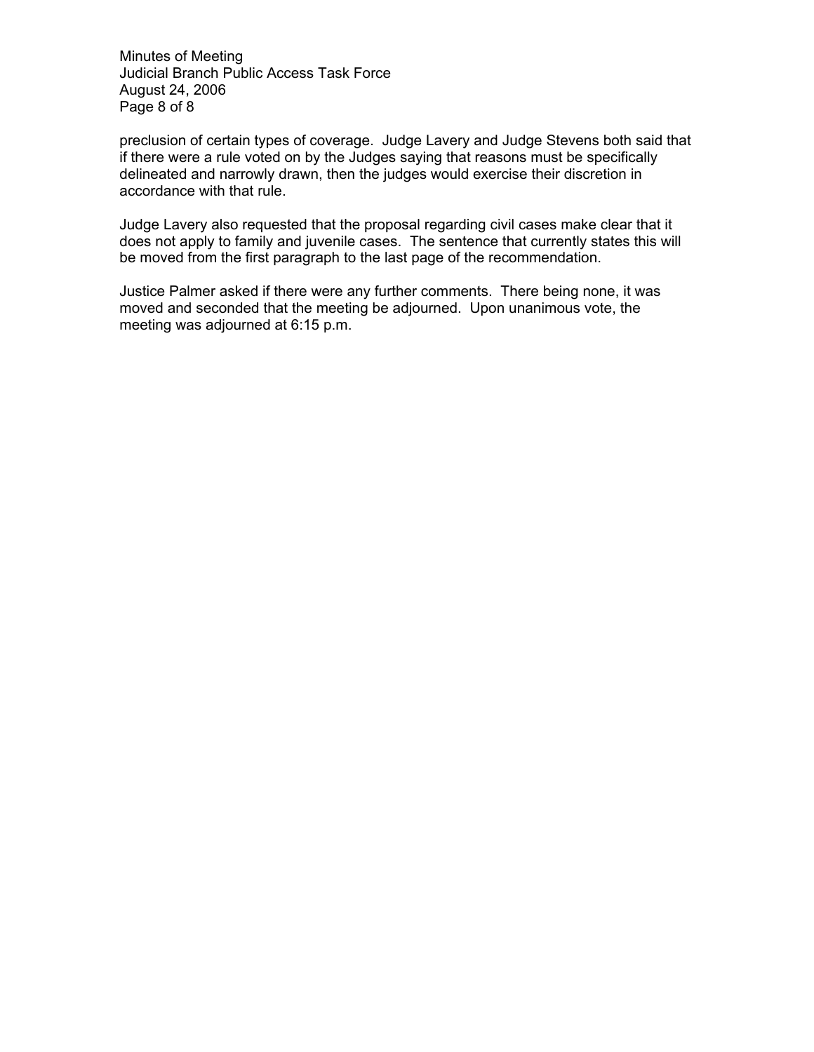preclusion of certain types of coverage. Judge Lavery and Judge Stevens both said that if there were a rule voted on by the Judges saying that reasons must be specifically delineated and narrowly drawn, then the judges would exercise their discretion in accordance with that rule.

Judge Lavery also requested that the proposal regarding civil cases make clear that it does not apply to family and juvenile cases. The sentence that currently states this will be moved from the first paragraph to the last page of the recommendation.

Justice Palmer asked if there were any further comments. There being none, it was moved and seconded that the meeting be adjourned. Upon unanimous vote, the meeting was adjourned at 6:15 p.m.